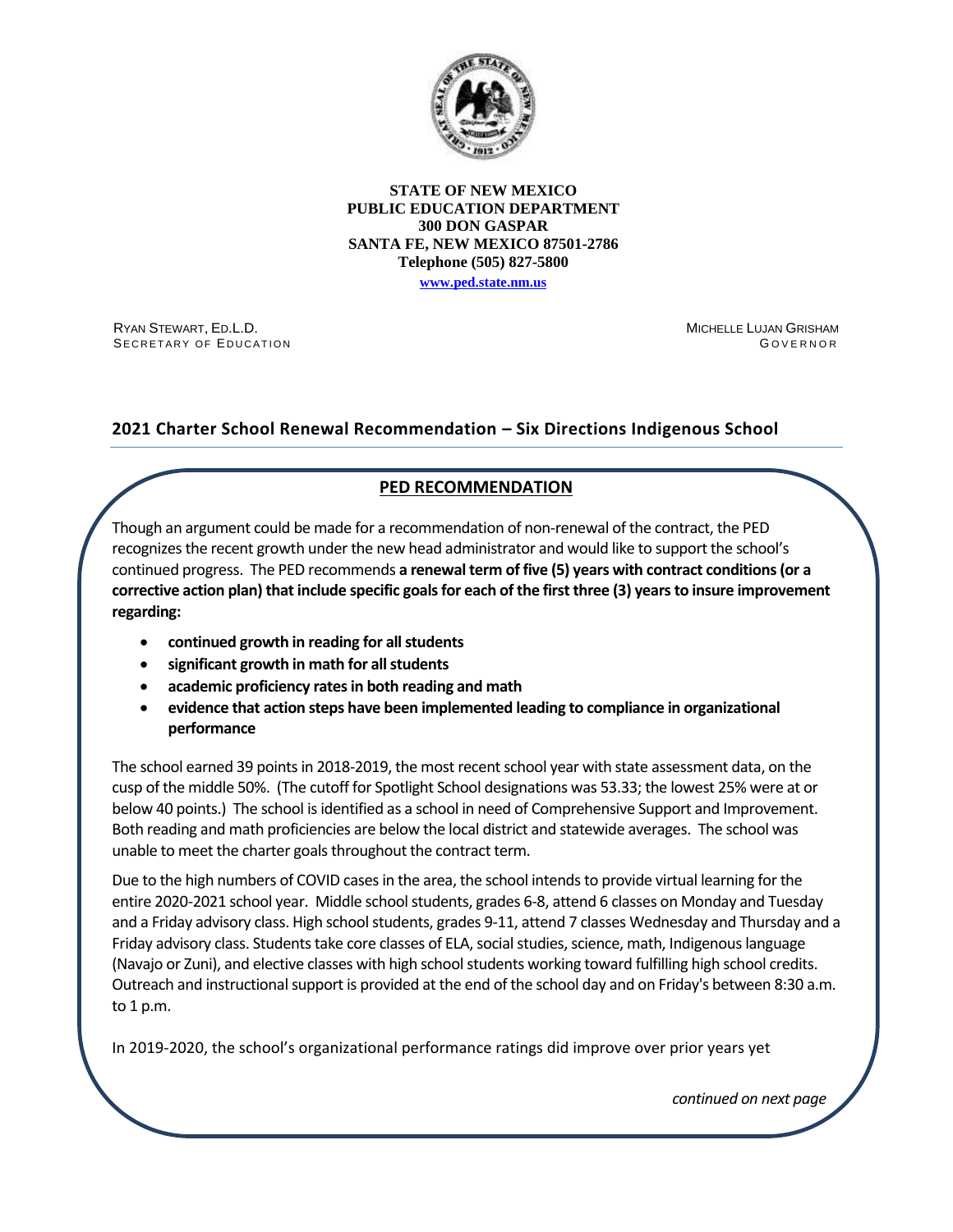**STATE OF NEW MEXICO**
**PUBLIC EDUCATION DEPARTMENT**
**300 DON GASPAR**
**SANTA FE, NEW MEXICO 87501-2786**
**Telephone (505) 827-5800**
**www.ped.state.nm.us**

RYAN STEWART, ED.L.D.
SECRETARY OF EDUCATION

MICHELLE LUJAN GRISHAM
GOVERNOR

## 2021 Charter School Renewal Recommendation – Six Directions Indigenous School

### PED RECOMMENDATION

Though an argument could be made for a recommendation of non-renewal of the contract, the PED recognizes the recent growth under the new head administrator and would like to support the school's continued progress. The PED recommends **a renewal term of five (5) years with contract conditions (or a corrective action plan) that include specific goals for each of the first three (3) years to insure improvement regarding:**

- **continued growth in reading for all students**
- **significant growth in math for all students**
- **academic proficiency rates in both reading and math**
- **evidence that action steps have been implemented leading to compliance in organizational performance**

The school earned 39 points in 2018-2019, the most recent school year with state assessment data, on the cusp of the middle 50%. (The cutoff for Spotlight School designations was 53.33; the lowest 25% were at or below 40 points.) The school is identified as a school in need of Comprehensive Support and Improvement. Both reading and math proficiencies are below the local district and statewide averages. The school was unable to meet the charter goals throughout the contract term.

Due to the high numbers of COVID cases in the area, the school intends to provide virtual learning for the entire 2020-2021 school year. Middle school students, grades 6-8, attend 6 classes on Monday and Tuesday and a Friday advisory class. High school students, grades 9-11, attend 7 classes Wednesday and Thursday and a Friday advisory class. Students take core classes of ELA, social studies, science, math, Indigenous language (Navajo or Zuni), and elective classes with high school students working toward fulfilling high school credits. Outreach and instructional support is provided at the end of the school day and on Friday's between 8:30 a.m. to 1 p.m.

In 2019-2020, the school's organizational performance ratings did improve over prior years yet

*continued on next page*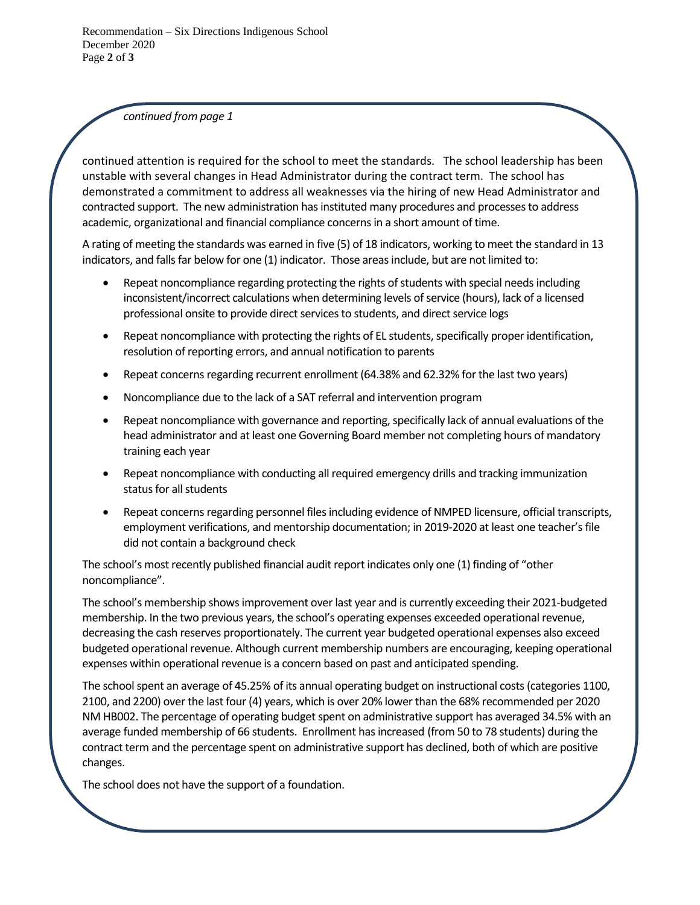*continued from page 1*

continued attention is required for the school to meet the standards. The school leadership has been unstable with several changes in Head Administrator during the contract term. The school has demonstrated a commitment to address all weaknesses via the hiring of new Head Administrator and contracted support. The new administration has instituted many procedures and processes to address academic, organizational and financial compliance concerns in a short amount of time.

A rating of meeting the standards was earned in five (5) of 18 indicators, working to meet the standard in 13 indicators, and falls far below for one (1) indicator. Those areas include, but are not limited to:

- Repeat noncompliance regarding protecting the rights of students with special needs including inconsistent/incorrect calculations when determining levels of service (hours), lack of a licensed professional onsite to provide direct services to students, and direct service logs
- Repeat noncompliance with protecting the rights of EL students, specifically proper identification, resolution of reporting errors, and annual notification to parents
- Repeat concerns regarding recurrent enrollment (64.38% and 62.32% for the last two years)
- Noncompliance due to the lack of a SAT referral and intervention program
- Repeat noncompliance with governance and reporting, specifically lack of annual evaluations of the head administrator and at least one Governing Board member not completing hours of mandatory training each year
- Repeat noncompliance with conducting all required emergency drills and tracking immunization status for all students
- Repeat concerns regarding personnel files including evidence of NMPED licensure, official transcripts, employment verifications, and mentorship documentation; in 2019-2020 at least one teacher's file did not contain a background check

The school's most recently published financial audit report indicates only one (1) finding of "other noncompliance".

The school's membership shows improvement over last year and is currently exceeding their 2021-budgeted membership. In the two previous years, the school's operating expenses exceeded operational revenue, decreasing the cash reserves proportionately. The current year budgeted operational expenses also exceed budgeted operational revenue. Although current membership numbers are encouraging, keeping operational expenses within operational revenue is a concern based on past and anticipated spending.

The school spent an average of 45.25% of its annual operating budget on instructional costs (categories 1100, 2100, and 2200) over the last four (4) years, which is over 20% lower than the 68% recommended per 2020 NM HB002. The percentage of operating budget spent on administrative support has averaged 34.5% with an average funded membership of 66 students. Enrollment has increased (from 50 to 78 students) during the contract term and the percentage spent on administrative support has declined, both of which are positive changes.

The school does not have the support of a foundation.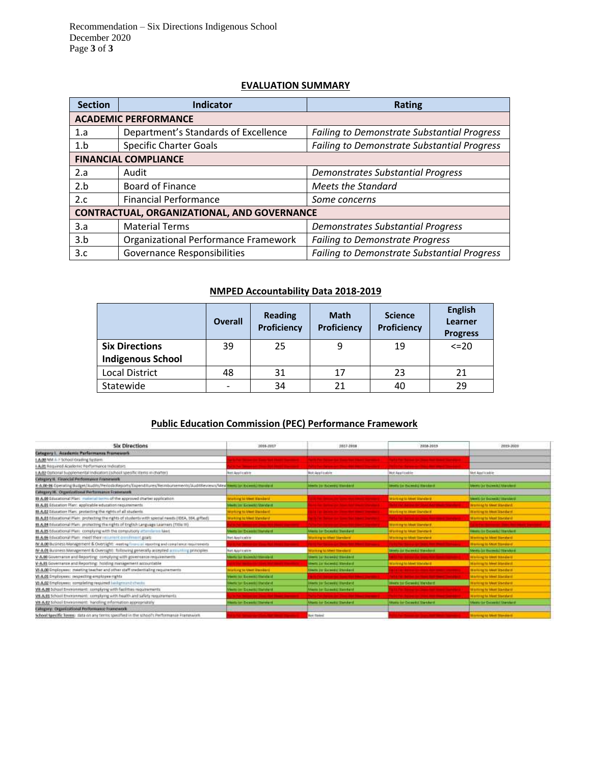## EVALUATION SUMMARY

| Section | Indicator | Rating |
|---|---|---|
| **ACADEMIC PERFORMANCE** | | |
| 1.a | Department's Standards of Excellence | *Failing to Demonstrate Substantial Progress* |
| 1.b | Specific Charter Goals | *Failing to Demonstrate Substantial Progress* |
| **FINANCIAL COMPLIANCE** | | |
| 2.a | Audit | *Demonstrates Substantial Progress* |
| 2.b | Board of Finance | *Meets the Standard* |
| 2.c | Financial Performance | *Some concerns* |
| **CONTRACTUAL, ORGANIZATIONAL, AND GOVERNANCE** | | |
| 3.a | Material Terms | *Demonstrates Substantial Progress* |
| 3.b | Organizational Performance Framework | *Failing to Demonstrate Progress* |
| 3.c | Governance Responsibilities | *Failing to Demonstrate Substantial Progress* |

## NMPED Accountability Data 2018-2019

| | Overall | Reading Proficiency | Math Proficiency | Science Proficiency | English Learner Progress |
|---|---|---|---|---|---|
| **Six Directions Indigenous School** | 39 | 25 | 9 | 19 | <=20 |
| Local District | 48 | 31 | 17 | 23 | 21 |
| Statewide | - | 34 | 21 | 40 | 29 |

## Public Education Commission (PEC) Performance Framework

| Six Directions | 2016-2017 | 2017-2018 | 2018-2019 | 2019-2020 |
|---|---|---|---|---|
| **Category I. Academic Performance Framework** | | | | |
| I.A.00 NM A-F School Grading System | Falls Far Below (or Does Not Meet) Standard | Falls Far Below (or Does Not Meet) Standard | Falls Far Below (or Does Not Meet) Standard | |
| I.A.01 Required Academic Performance Indicators | Falls Far Below (or Does Not Meet) Standard | Falls Far Below (or Does Not Meet) Standard | Falls Far Below (or Does Not Meet) Standard | |
| I.A.02 Optional Supplemental Indicators (school specific items in charter) | Not Applicable | Not Applicable | Not Applicable | Not Applicable |
| **Category II. Financial Performance Framework** | | | | |
| II-A.00-06 Operating Budget/Audits/PeriodicReports/Expenditures/Reimbursements/AuditReviews/Mea | Meets (or Exceeds) Standard | Meets (or Exceeds) Standard | Meets (or Exceeds) Standard | Meets (or Exceeds) Standard |
| **Category III. Organizational Performance Framework** | | | | |
| III-A.00 Educational Plan: material terms of the approved charter application | Working to Meet Standard | Falls Far Below (or Does Not Meet) Standard | Working to Meet Standard | Meets (or Exceeds) Standard |
| III-A.01 Education Plan: applicable education requirements | Meets (or Exceeds) Standard | Falls Far Below (or Does Not Meet) Standard | Falls Far Below (or Does Not Meet) Standard | Working to Meet Standard |
| III-A.02 Education Plan: protecting the rights of all students | Working to Meet Standard | Falls Far Below (or Does Not Meet) Standard | Working to Meet Standard | Working to Meet Standard |
| III-A.03 Educational Plan: protecting the rights of students with special needs (IDEA, 504, gifted) | Working to Meet Standard | Falls Far Below (or Does Not Meet) Standard | Falls Far Below (or Does Not Meet) Standard | Working to Meet Standard |
| III-A.04 Educational Plan: protecting the rights of English Language Learners (Title III) | Falls Far Below (or Does Not Meet) Standard | Falls Far Below (or Does Not Meet) Standard | Working to Meet Standard | Falls Far Below (or Does Not Meet) Standard |
| III-A.05 Educational Plan: complying with the compulsory attendance laws | Meets (or Exceeds) Standard | Meets (or Exceeds) Standard | Working to Meet Standard | Meets (or Exceeds) Standard |
| III-A.06 Educational Plan: meet their recruitment enrollment goals | Not Applicable | Working to Meet Standard | Working to Meet Standard | Working to Meet Standard |
| IV-A.00 Business Management & Oversight: meeting financial reporting and compliance requirements | Falls Far Below (or Does Not Meet) Standard | Falls Far Below (or Does Not Meet) Standard | Falls Far Below (or Does Not Meet) Standard | Working to Meet Standard |
| IV-A.01 Business Management & Oversight: following generally accepted accounting principles | Not Applicable | Working to Meet Standard | Meets (or Exceeds) Standard | Meets (or Exceeds) Standard |
| V-A.00 Governance and Reporting: complying with governance requirements | Meets (or Exceeds) Standard | Meets (or Exceeds) Standard | Falls Far Below (or Does Not Meet) Standard | Working to Meet Standard |
| V-A.01 Governance and Reporting: holding management accountable | Falls Far Below (or Does Not Meet) Standard | Meets (or Exceeds) Standard | Working to Meet Standard | Working to Meet Standard |
| VI-A.00 Employees: meeting teacher and other staff credentialing requirements | Working to Meet Standard | Meets (or Exceeds) Standard | Falls Far Below (or Does Not Meet) Standard | Working to Meet Standard |
| VI-A.01 Employees: respecting employee rights | Meets (or Exceeds) Standard | Falls Far Below (or Does Not Meet) Standard | Falls Far Below (or Does Not Meet) Standard | Working to Meet Standard |
| VI-A.02 Employees: completing required background checks | Meets (or Exceeds) Standard | Meets (or Exceeds) Standard | Meets (or Exceeds) Standard | Working to Meet Standard |
| VII-A.00 School Environment: complying with facilities requirements | Meets (or Exceeds) Standard | Meets (or Exceeds) Standard | Falls Far Below (or Does Not Meet) Standard | Working to Meet Standard |
| VII-A.01 School Environment: complying with health and safety requirements | Falls Far Below (or Does Not Meet) Standard | Falls Far Below (or Does Not Meet) Standard | Falls Far Below (or Does Not Meet) Standard | Working to Meet Standard |
| VII-A.02 School Environment: handling information appropriately | Meets (or Exceeds) Standard | Meets (or Exceeds) Standard | Meets (or Exceeds) Standard | Meets (or Exceeds) Standard |
| **Category: Organizational Performance Framework** | | | | |
| School Specific Terms: data on any terms specified in the school's Performance Framework | Falls Far Below (or Does Not Meet) Standard | Not Rated | Falls Far Below (or Does Not Meet) Standard | Working to Meet Standard |